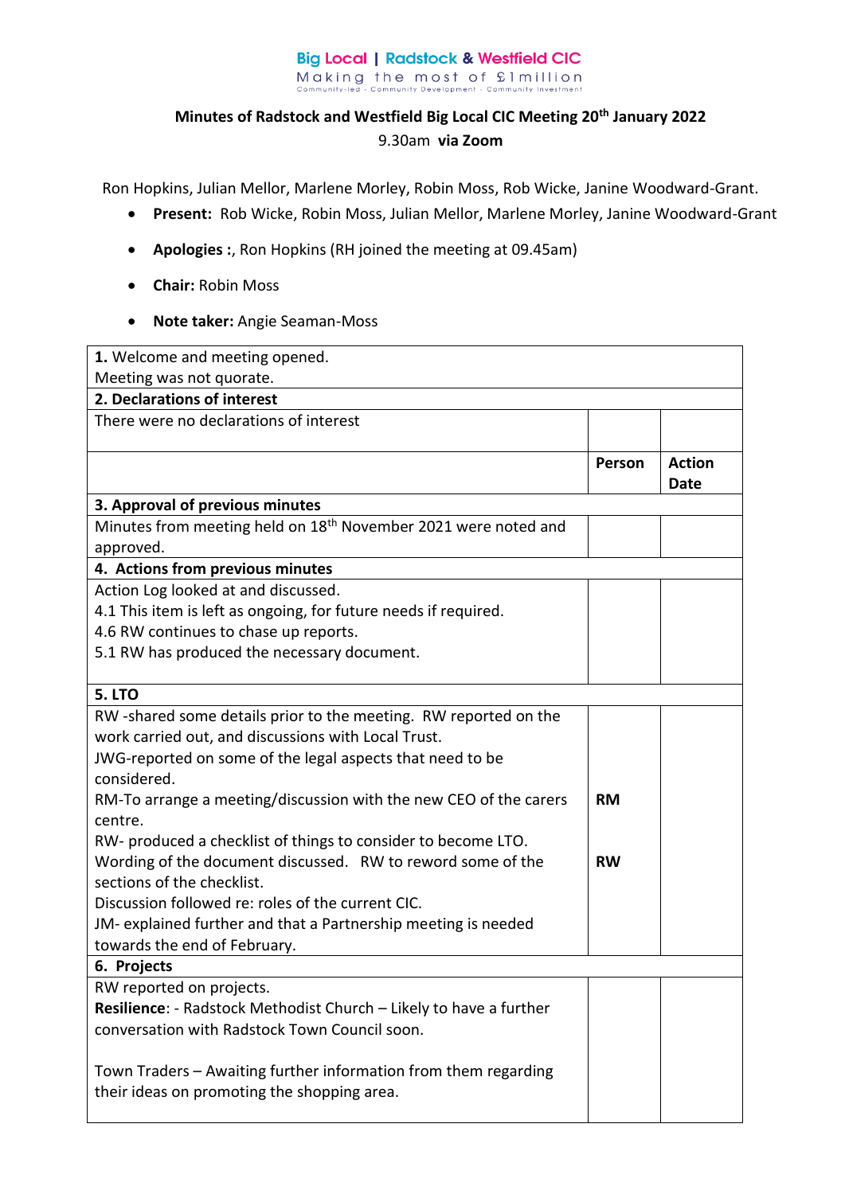Big Local | Radstock & Westfield CIC

Making the most of £1million

Community-led · Community Development · Community Investment

## Minutes of Radstock and Westfield Big Local CIC Meeting 20th January 2022

9.30am **via Zoom**

Ron Hopkins, Julian Mellor, Marlene Morley, Robin Moss, Rob Wicke, Janine Woodward-Grant.

- **Present:** Rob Wicke, Robin Moss, Julian Mellor, Marlene Morley, Janine Woodward-Grant
- **Apologies :**, Ron Hopkins (RH joined the meeting at 09.45am)
- **Chair:** Robin Moss
- **Note taker:** Angie Seaman-Moss

| | | |
|---|---|---|
| **1.** Welcome and meeting opened.<br>Meeting was not quorate. | | |
| **2. Declarations of interest** | | |
| There were no declarations of interest | | |
| | **Person** | **Action Date** |
| **3. Approval of previous minutes** | | |
| Minutes from meeting held on 18th November 2021 were noted and approved. | | |
| **4. Actions from previous minutes** | | |
| Action Log looked at and discussed.<br>4.1 This item is left as ongoing, for future needs if required.<br>4.6 RW continues to chase up reports.<br>5.1 RW has produced the necessary document. | | |
| **5. LTO** | | |
| RW -shared some details prior to the meeting. RW reported on the work carried out, and discussions with Local Trust.<br>JWG-reported on some of the legal aspects that need to be considered.<br>RM-To arrange a meeting/discussion with the new CEO of the carers centre.<br>RW- produced a checklist of things to consider to become LTO. Wording of the document discussed. RW to reword some of the sections of the checklist.<br>Discussion followed re: roles of the current CIC.<br>JM- explained further and that a Partnership meeting is needed towards the end of February. | **RM**<br><br>**RW** | |
| **6. Projects** | | |
| RW reported on projects.<br>**Resilience**: - Radstock Methodist Church – Likely to have a further conversation with Radstock Town Council soon.<br><br>Town Traders – Awaiting further information from them regarding their ideas on promoting the shopping area. | | |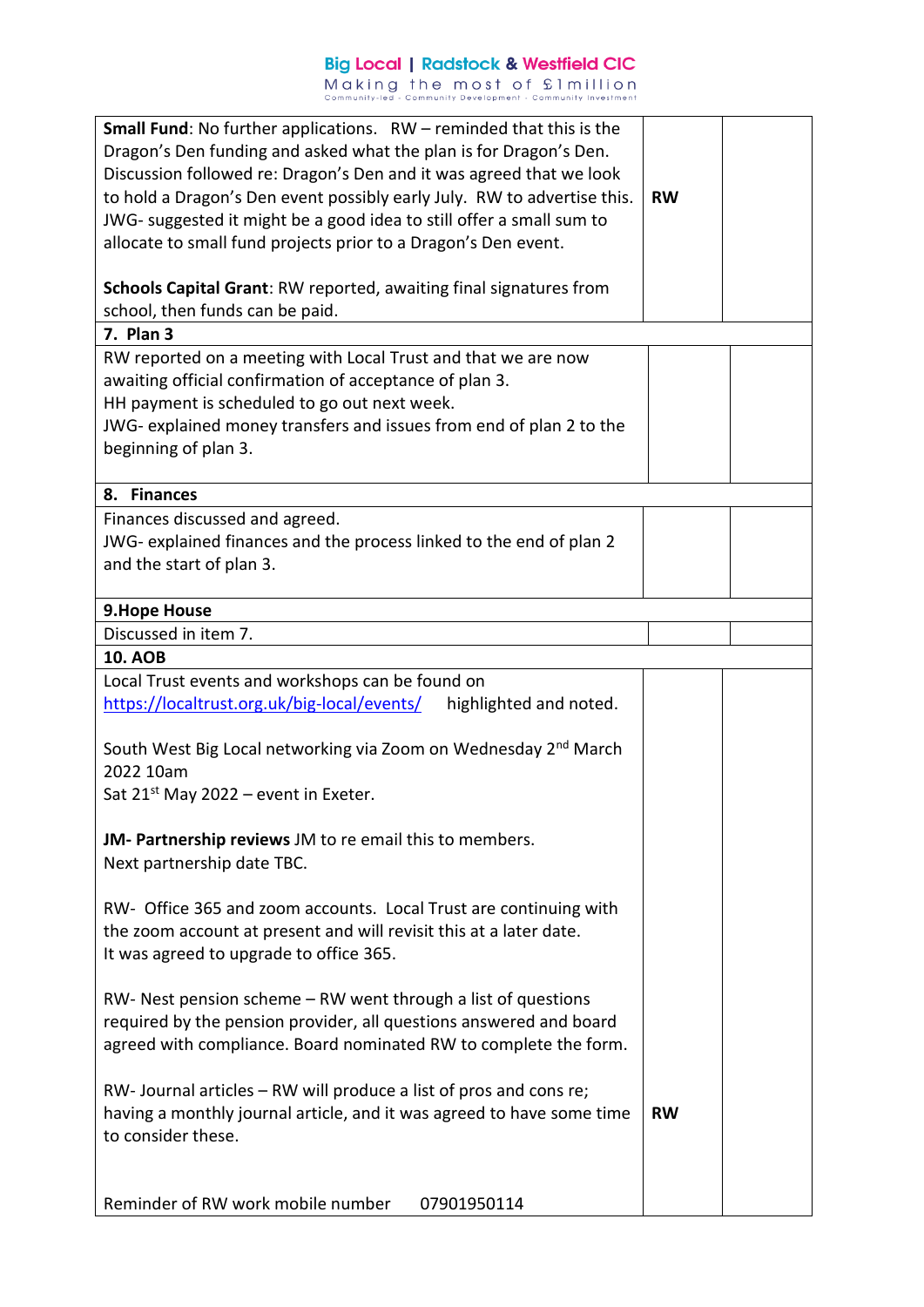Big Local | Radstock & Westfield CIC
Making the most of £1million
Community-led - Community Development - Community Investment

| | | |
|---|---|---|
| **Small Fund**: No further applications. RW – reminded that this is the Dragon's Den funding and asked what the plan is for Dragon's Den. Discussion followed re: Dragon's Den and it was agreed that we look to hold a Dragon's Den event possibly early July. RW to advertise this. JWG- suggested it might be a good idea to still offer a small sum to allocate to small fund projects prior to a Dragon's Den event.<br><br>**Schools Capital Grant**: RW reported, awaiting final signatures from school, then funds can be paid. | **RW** | |
| **7. Plan 3** | | |
| RW reported on a meeting with Local Trust and that we are now awaiting official confirmation of acceptance of plan 3.<br>HH payment is scheduled to go out next week.<br>JWG- explained money transfers and issues from end of plan 2 to the beginning of plan 3. | | |
| **8. Finances** | | |
| Finances discussed and agreed.<br>JWG- explained finances and the process linked to the end of plan 2 and the start of plan 3. | | |
| **9.Hope House** | | |
| Discussed in item 7. | | |
| **10. AOB** | | |
| Local Trust events and workshops can be found on https://localtrust.org.uk/big-local/events/ highlighted and noted.<br><br>South West Big Local networking via Zoom on Wednesday 2nd March 2022 10am<br>Sat 21st May 2022 – event in Exeter.<br><br>**JM- Partnership reviews** JM to re email this to members.<br>Next partnership date TBC.<br><br>RW- Office 365 and zoom accounts. Local Trust are continuing with the zoom account at present and will revisit this at a later date.<br>It was agreed to upgrade to office 365.<br><br>RW- Nest pension scheme – RW went through a list of questions required by the pension provider, all questions answered and board agreed with compliance. Board nominated RW to complete the form.<br><br>RW- Journal articles – RW will produce a list of pros and cons re; having a monthly journal article, and it was agreed to have some time to consider these.<br><br>Reminder of RW work mobile number 07901950114 | **RW** | |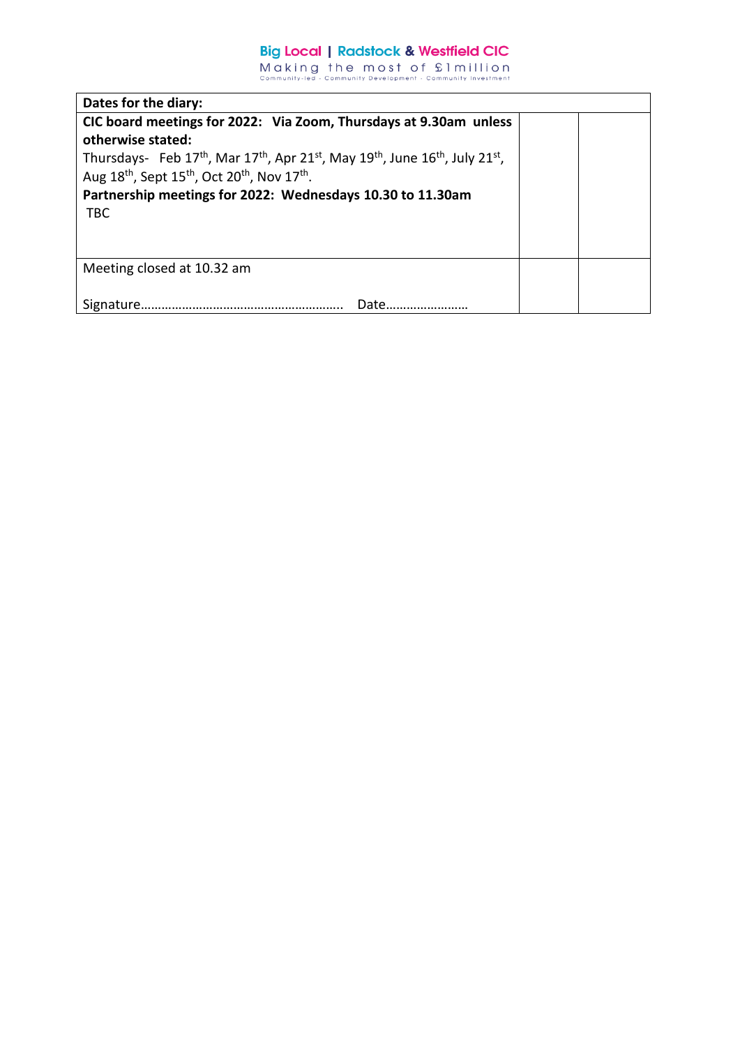| Dates for the diary: | | |
|---|---|---|
| **CIC board meetings for 2022: Via Zoom, Thursdays at 9.30am unless otherwise stated:**<br>Thursdays- Feb 17th, Mar 17th, Apr 21st, May 19th, June 16th, July 21st, Aug 18th, Sept 15th, Oct 20th, Nov 17th.<br>**Partnership meetings for 2022: Wednesdays 10.30 to 11.30am**<br>TBC | | |
| Meeting closed at 10.32 am<br><br>Signature………………………………………………….. Date…………………… | | |